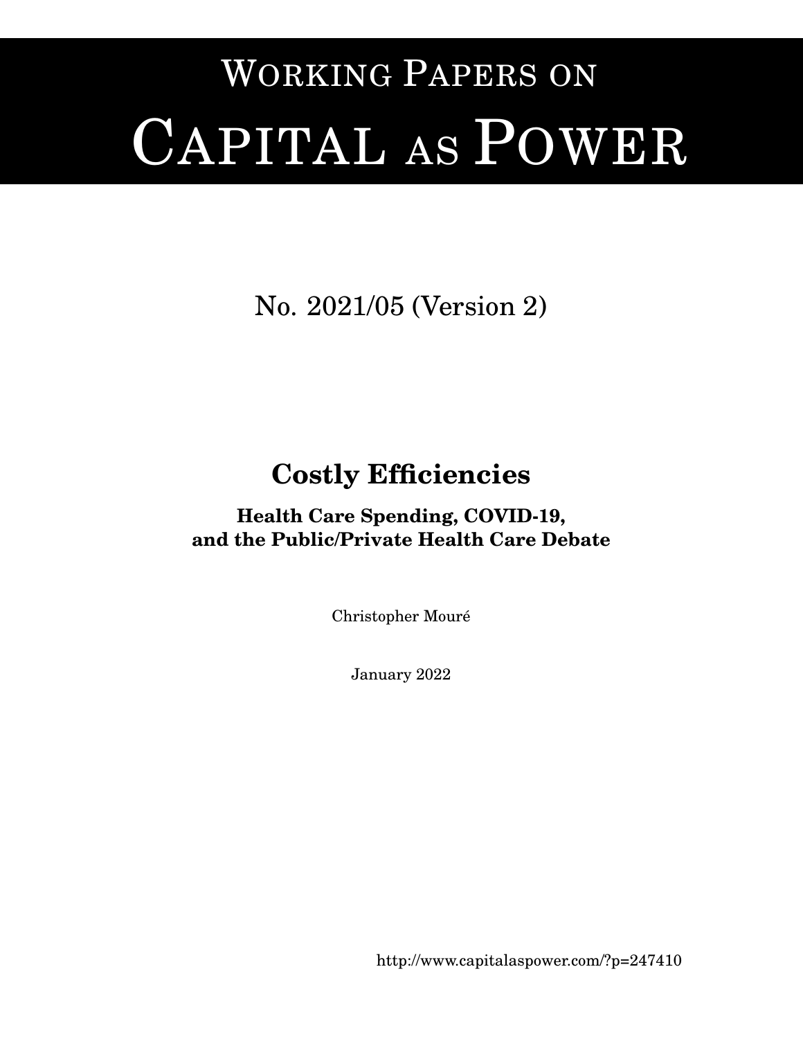# Working Papers on Capital as Power

No. 2021/05 (Version 2)

## Costly Efficiencies

### Health Care Spending, COVID-19, and the Public/Private Health Care Debate

Christopher Mouré

January 2022

http://www.capitalaspower.com/?p=247410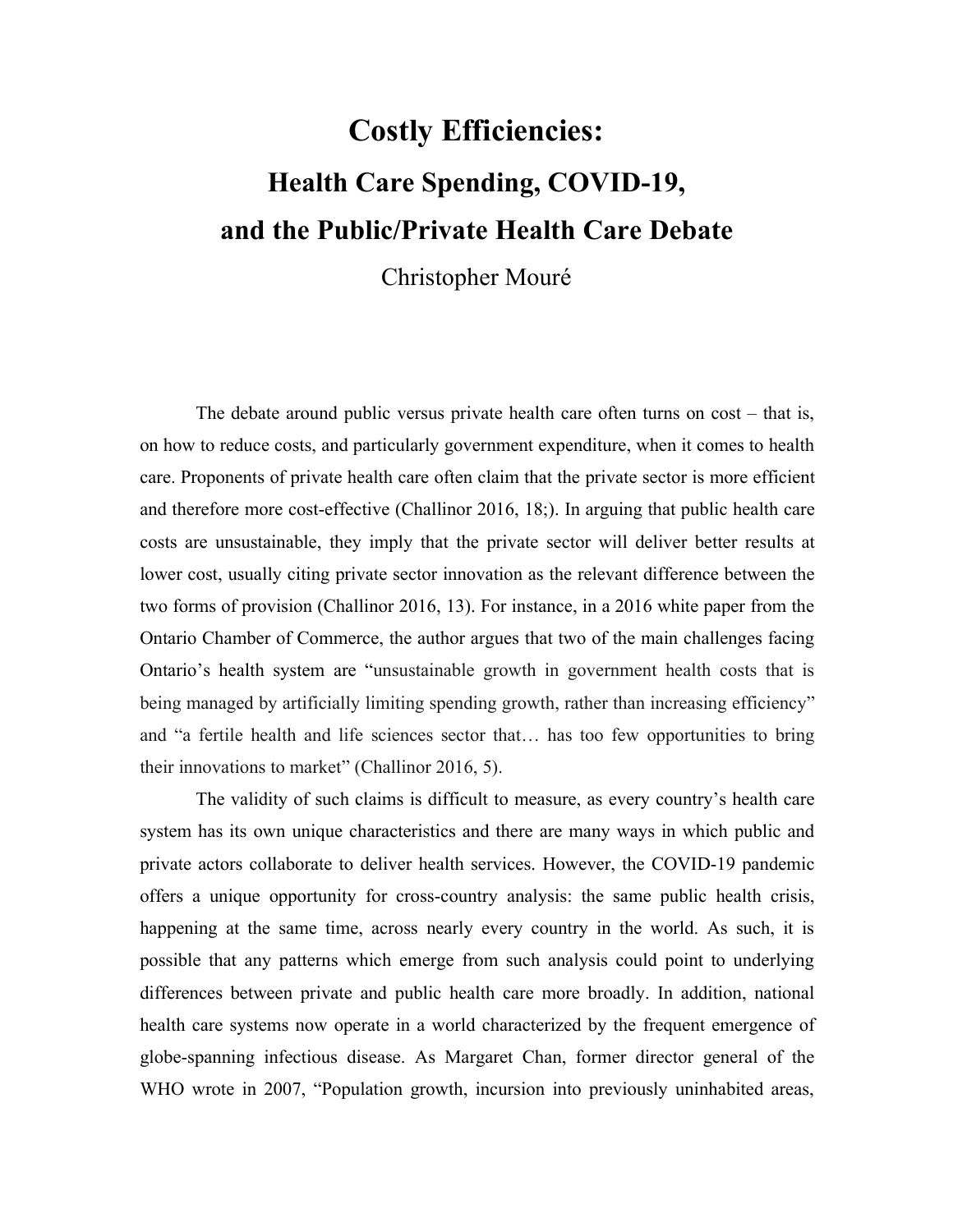# Costly Efficiencies:

## Health Care Spending, COVID-19, and the Public/Private Health Care Debate

Christopher Mouré

The debate around public versus private health care often turns on cost – that is, on how to reduce costs, and particularly government expenditure, when it comes to health care. Proponents of private health care often claim that the private sector is more efficient and therefore more cost-effective (Challinor 2016, 18;). In arguing that public health care costs are unsustainable, they imply that the private sector will deliver better results at lower cost, usually citing private sector innovation as the relevant difference between the two forms of provision (Challinor 2016, 13). For instance, in a 2016 white paper from the Ontario Chamber of Commerce, the author argues that two of the main challenges facing Ontario's health system are "unsustainable growth in government health costs that is being managed by artificially limiting spending growth, rather than increasing efficiency" and "a fertile health and life sciences sector that… has too few opportunities to bring their innovations to market" (Challinor 2016, 5).

The validity of such claims is difficult to measure, as every country's health care system has its own unique characteristics and there are many ways in which public and private actors collaborate to deliver health services. However, the COVID-19 pandemic offers a unique opportunity for cross-country analysis: the same public health crisis, happening at the same time, across nearly every country in the world. As such, it is possible that any patterns which emerge from such analysis could point to underlying differences between private and public health care more broadly. In addition, national health care systems now operate in a world characterized by the frequent emergence of globe-spanning infectious disease. As Margaret Chan, former director general of the WHO wrote in 2007, "Population growth, incursion into previously uninhabited areas,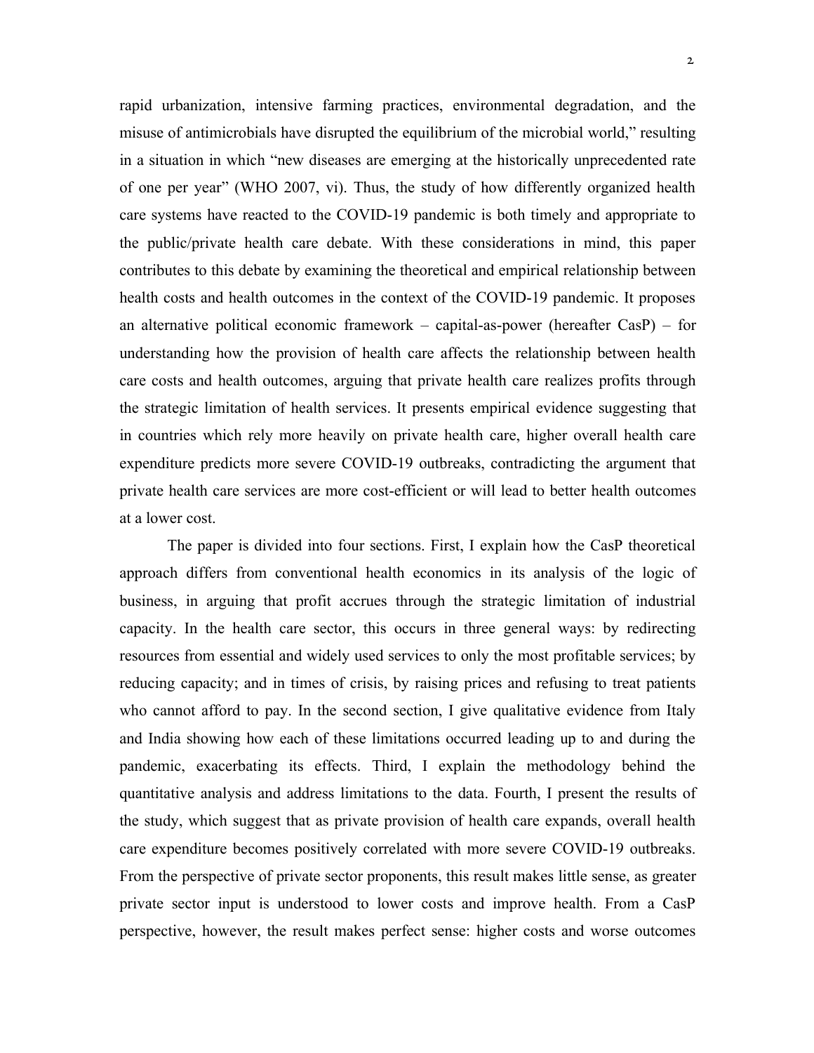rapid urbanization, intensive farming practices, environmental degradation, and the misuse of antimicrobials have disrupted the equilibrium of the microbial world," resulting in a situation in which "new diseases are emerging at the historically unprecedented rate of one per year" (WHO 2007, vi). Thus, the study of how differently organized health care systems have reacted to the COVID-19 pandemic is both timely and appropriate to the public/private health care debate. With these considerations in mind, this paper contributes to this debate by examining the theoretical and empirical relationship between health costs and health outcomes in the context of the COVID-19 pandemic. It proposes an alternative political economic framework – capital-as-power (hereafter CasP) – for understanding how the provision of health care affects the relationship between health care costs and health outcomes, arguing that private health care realizes profits through the strategic limitation of health services. It presents empirical evidence suggesting that in countries which rely more heavily on private health care, higher overall health care expenditure predicts more severe COVID-19 outbreaks, contradicting the argument that private health care services are more cost-efficient or will lead to better health outcomes at a lower cost.

The paper is divided into four sections. First, I explain how the CasP theoretical approach differs from conventional health economics in its analysis of the logic of business, in arguing that profit accrues through the strategic limitation of industrial capacity. In the health care sector, this occurs in three general ways: by redirecting resources from essential and widely used services to only the most profitable services; by reducing capacity; and in times of crisis, by raising prices and refusing to treat patients who cannot afford to pay. In the second section, I give qualitative evidence from Italy and India showing how each of these limitations occurred leading up to and during the pandemic, exacerbating its effects. Third, I explain the methodology behind the quantitative analysis and address limitations to the data. Fourth, I present the results of the study, which suggest that as private provision of health care expands, overall health care expenditure becomes positively correlated with more severe COVID-19 outbreaks. From the perspective of private sector proponents, this result makes little sense, as greater private sector input is understood to lower costs and improve health. From a CasP perspective, however, the result makes perfect sense: higher costs and worse outcomes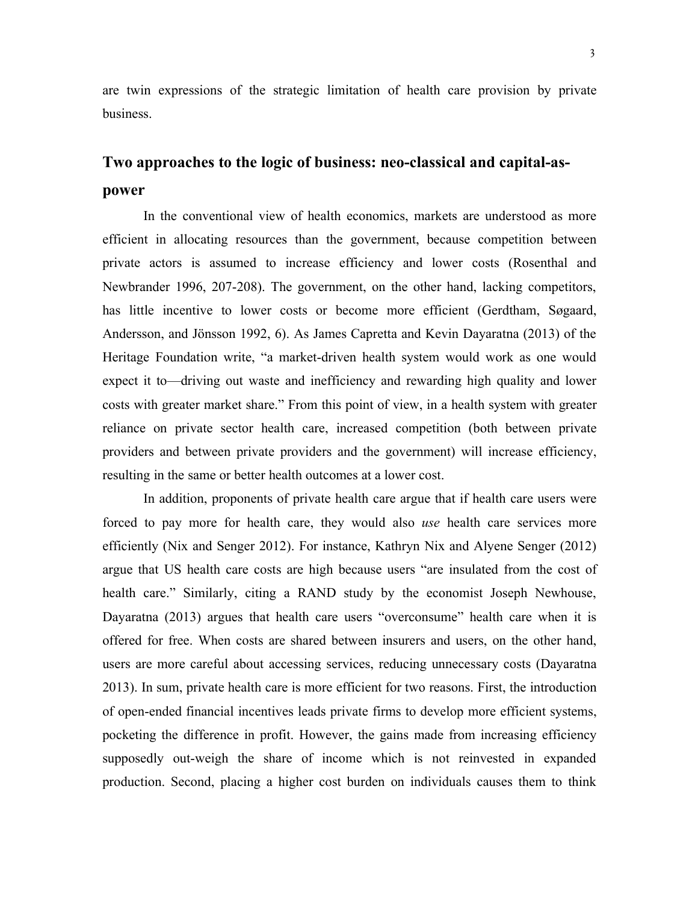are twin expressions of the strategic limitation of health care provision by private business.

## Two approaches to the logic of business: neo-classical and capital-as-power

In the conventional view of health economics, markets are understood as more efficient in allocating resources than the government, because competition between private actors is assumed to increase efficiency and lower costs (Rosenthal and Newbrander 1996, 207-208). The government, on the other hand, lacking competitors, has little incentive to lower costs or become more efficient (Gerdtham, Søgaard, Andersson, and Jönsson 1992, 6). As James Capretta and Kevin Dayaratna (2013) of the Heritage Foundation write, "a market-driven health system would work as one would expect it to—driving out waste and inefficiency and rewarding high quality and lower costs with greater market share." From this point of view, in a health system with greater reliance on private sector health care, increased competition (both between private providers and between private providers and the government) will increase efficiency, resulting in the same or better health outcomes at a lower cost.

In addition, proponents of private health care argue that if health care users were forced to pay more for health care, they would also *use* health care services more efficiently (Nix and Senger 2012). For instance, Kathryn Nix and Alyene Senger (2012) argue that US health care costs are high because users "are insulated from the cost of health care." Similarly, citing a RAND study by the economist Joseph Newhouse, Dayaratna (2013) argues that health care users "overconsume" health care when it is offered for free. When costs are shared between insurers and users, on the other hand, users are more careful about accessing services, reducing unnecessary costs (Dayaratna 2013). In sum, private health care is more efficient for two reasons. First, the introduction of open-ended financial incentives leads private firms to develop more efficient systems, pocketing the difference in profit. However, the gains made from increasing efficiency supposedly out-weigh the share of income which is not reinvested in expanded production. Second, placing a higher cost burden on individuals causes them to think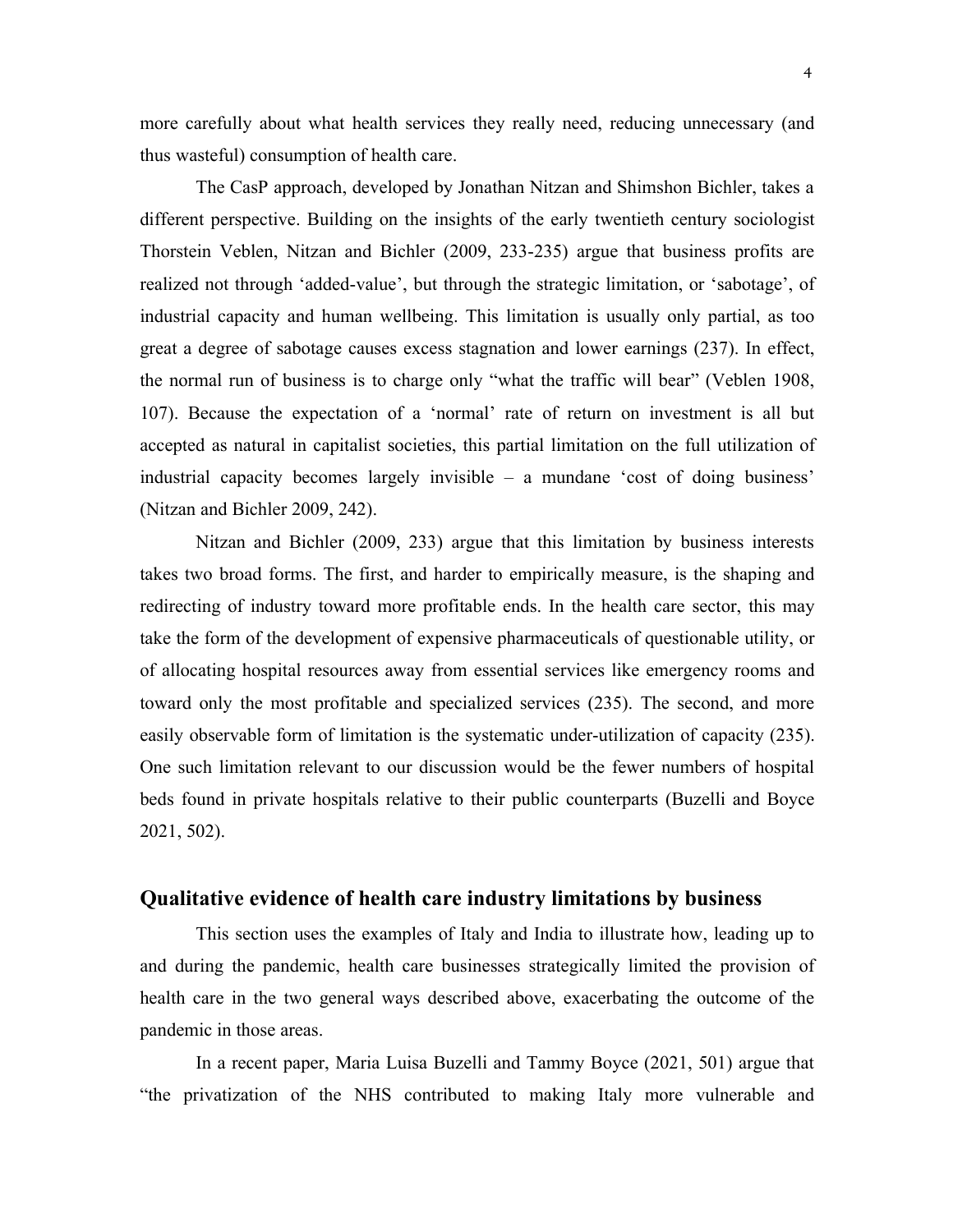more carefully about what health services they really need, reducing unnecessary (and thus wasteful) consumption of health care.

The CasP approach, developed by Jonathan Nitzan and Shimshon Bichler, takes a different perspective. Building on the insights of the early twentieth century sociologist Thorstein Veblen, Nitzan and Bichler (2009, 233-235) argue that business profits are realized not through 'added-value', but through the strategic limitation, or 'sabotage', of industrial capacity and human wellbeing. This limitation is usually only partial, as too great a degree of sabotage causes excess stagnation and lower earnings (237). In effect, the normal run of business is to charge only "what the traffic will bear" (Veblen 1908, 107). Because the expectation of a 'normal' rate of return on investment is all but accepted as natural in capitalist societies, this partial limitation on the full utilization of industrial capacity becomes largely invisible – a mundane 'cost of doing business' (Nitzan and Bichler 2009, 242).

Nitzan and Bichler (2009, 233) argue that this limitation by business interests takes two broad forms. The first, and harder to empirically measure, is the shaping and redirecting of industry toward more profitable ends. In the health care sector, this may take the form of the development of expensive pharmaceuticals of questionable utility, or of allocating hospital resources away from essential services like emergency rooms and toward only the most profitable and specialized services (235). The second, and more easily observable form of limitation is the systematic under-utilization of capacity (235). One such limitation relevant to our discussion would be the fewer numbers of hospital beds found in private hospitals relative to their public counterparts (Buzelli and Boyce 2021, 502).

## Qualitative evidence of health care industry limitations by business

This section uses the examples of Italy and India to illustrate how, leading up to and during the pandemic, health care businesses strategically limited the provision of health care in the two general ways described above, exacerbating the outcome of the pandemic in those areas.

In a recent paper, Maria Luisa Buzelli and Tammy Boyce (2021, 501) argue that "the privatization of the NHS contributed to making Italy more vulnerable and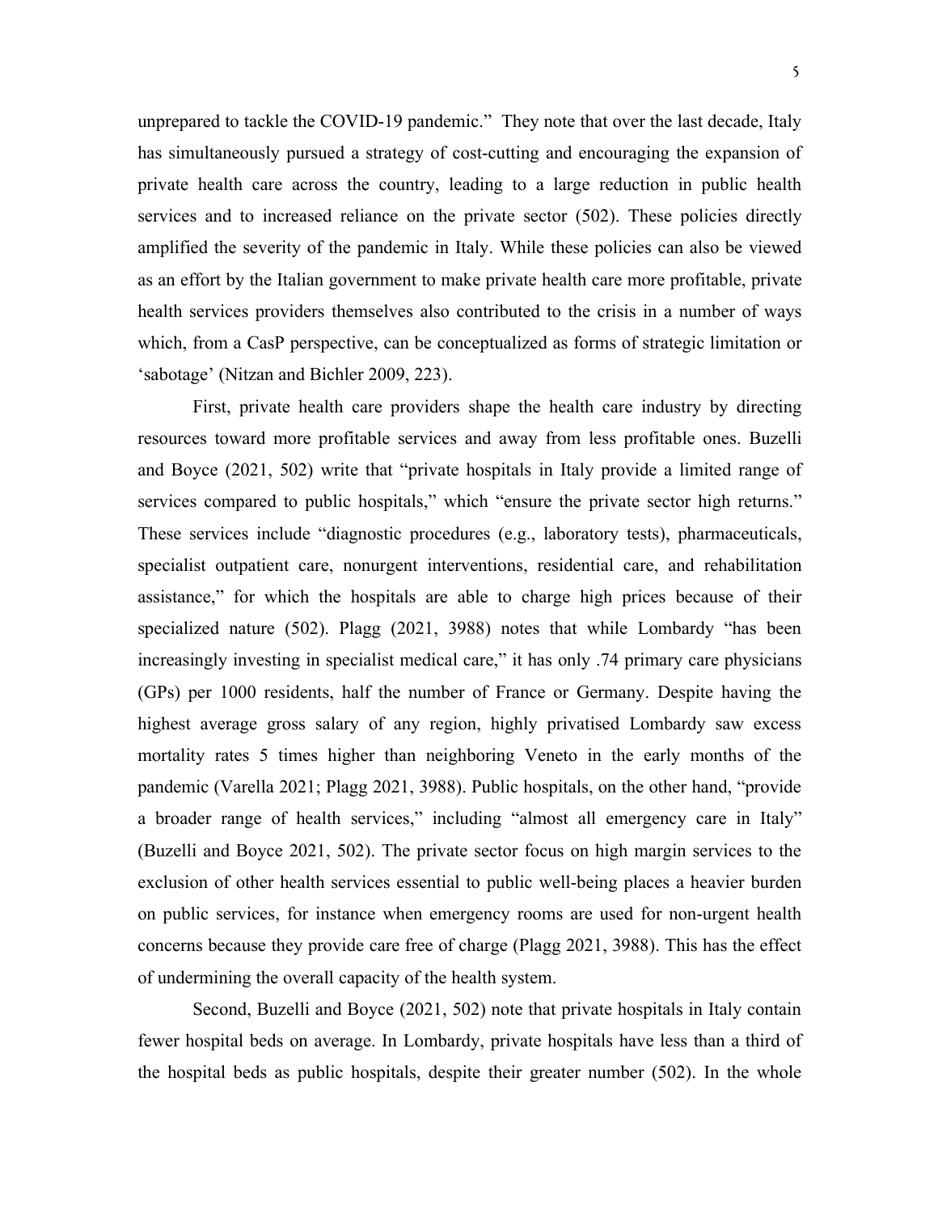unprepared to tackle the COVID-19 pandemic." They note that over the last decade, Italy has simultaneously pursued a strategy of cost-cutting and encouraging the expansion of private health care across the country, leading to a large reduction in public health services and to increased reliance on the private sector (502). These policies directly amplified the severity of the pandemic in Italy. While these policies can also be viewed as an effort by the Italian government to make private health care more profitable, private health services providers themselves also contributed to the crisis in a number of ways which, from a CasP perspective, can be conceptualized as forms of strategic limitation or 'sabotage' (Nitzan and Bichler 2009, 223).

First, private health care providers shape the health care industry by directing resources toward more profitable services and away from less profitable ones. Buzelli and Boyce (2021, 502) write that "private hospitals in Italy provide a limited range of services compared to public hospitals," which "ensure the private sector high returns." These services include "diagnostic procedures (e.g., laboratory tests), pharmaceuticals, specialist outpatient care, nonurgent interventions, residential care, and rehabilitation assistance," for which the hospitals are able to charge high prices because of their specialized nature (502). Plagg (2021, 3988) notes that while Lombardy "has been increasingly investing in specialist medical care," it has only .74 primary care physicians (GPs) per 1000 residents, half the number of France or Germany. Despite having the highest average gross salary of any region, highly privatised Lombardy saw excess mortality rates 5 times higher than neighboring Veneto in the early months of the pandemic (Varella 2021; Plagg 2021, 3988). Public hospitals, on the other hand, "provide a broader range of health services," including "almost all emergency care in Italy" (Buzelli and Boyce 2021, 502). The private sector focus on high margin services to the exclusion of other health services essential to public well-being places a heavier burden on public services, for instance when emergency rooms are used for non-urgent health concerns because they provide care free of charge (Plagg 2021, 3988). This has the effect of undermining the overall capacity of the health system.

Second, Buzelli and Boyce (2021, 502) note that private hospitals in Italy contain fewer hospital beds on average. In Lombardy, private hospitals have less than a third of the hospital beds as public hospitals, despite their greater number (502). In the whole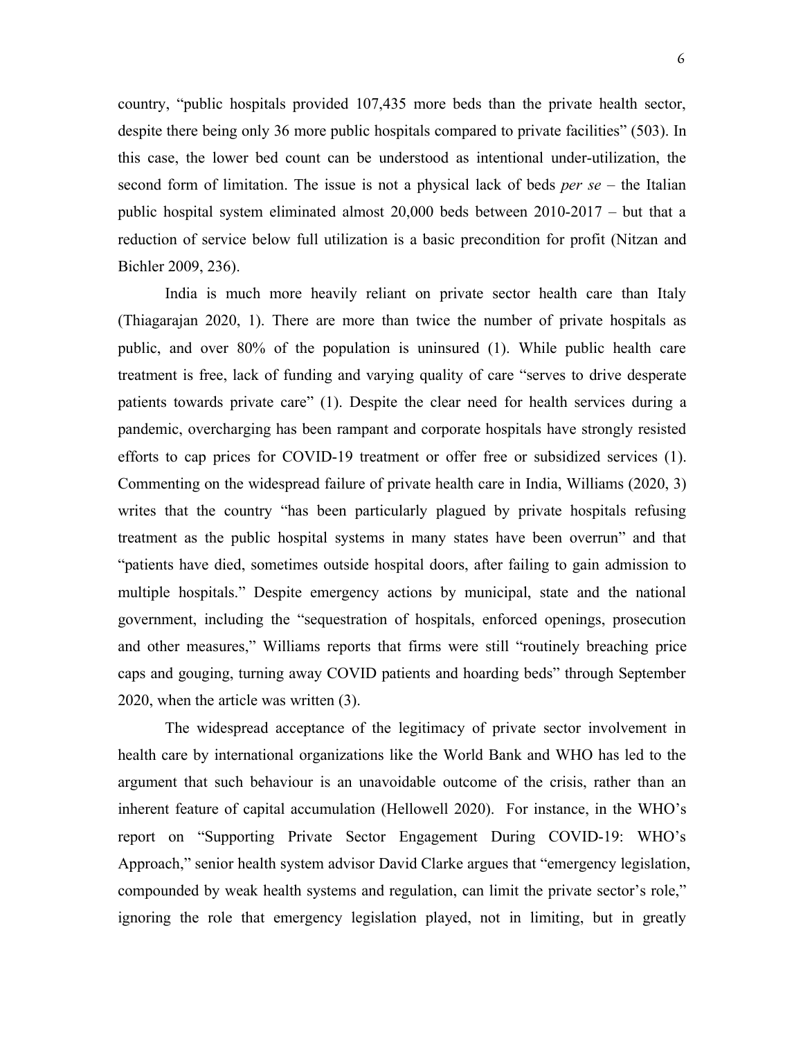country, "public hospitals provided 107,435 more beds than the private health sector, despite there being only 36 more public hospitals compared to private facilities" (503). In this case, the lower bed count can be understood as intentional under-utilization, the second form of limitation. The issue is not a physical lack of beds *per se* – the Italian public hospital system eliminated almost 20,000 beds between 2010-2017 – but that a reduction of service below full utilization is a basic precondition for profit (Nitzan and Bichler 2009, 236).

India is much more heavily reliant on private sector health care than Italy (Thiagarajan 2020, 1). There are more than twice the number of private hospitals as public, and over 80% of the population is uninsured (1). While public health care treatment is free, lack of funding and varying quality of care "serves to drive desperate patients towards private care" (1). Despite the clear need for health services during a pandemic, overcharging has been rampant and corporate hospitals have strongly resisted efforts to cap prices for COVID-19 treatment or offer free or subsidized services (1). Commenting on the widespread failure of private health care in India, Williams (2020, 3) writes that the country "has been particularly plagued by private hospitals refusing treatment as the public hospital systems in many states have been overrun" and that "patients have died, sometimes outside hospital doors, after failing to gain admission to multiple hospitals." Despite emergency actions by municipal, state and the national government, including the "sequestration of hospitals, enforced openings, prosecution and other measures," Williams reports that firms were still "routinely breaching price caps and gouging, turning away COVID patients and hoarding beds" through September 2020, when the article was written (3).

The widespread acceptance of the legitimacy of private sector involvement in health care by international organizations like the World Bank and WHO has led to the argument that such behaviour is an unavoidable outcome of the crisis, rather than an inherent feature of capital accumulation (Hellowell 2020). For instance, in the WHO's report on "Supporting Private Sector Engagement During COVID-19: WHO's Approach," senior health system advisor David Clarke argues that "emergency legislation, compounded by weak health systems and regulation, can limit the private sector's role," ignoring the role that emergency legislation played, not in limiting, but in greatly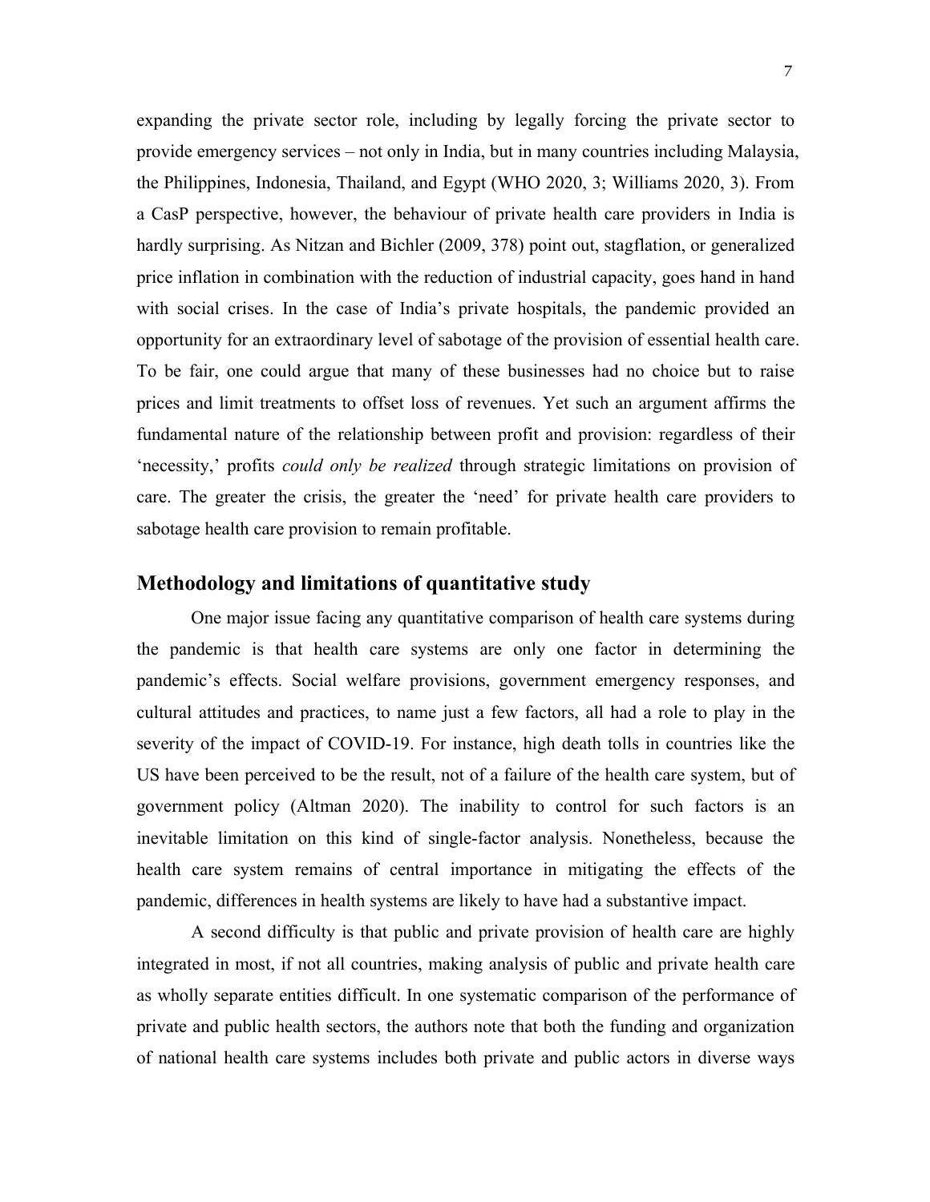expanding the private sector role, including by legally forcing the private sector to provide emergency services – not only in India, but in many countries including Malaysia, the Philippines, Indonesia, Thailand, and Egypt (WHO 2020, 3; Williams 2020, 3). From a CasP perspective, however, the behaviour of private health care providers in India is hardly surprising. As Nitzan and Bichler (2009, 378) point out, stagflation, or generalized price inflation in combination with the reduction of industrial capacity, goes hand in hand with social crises. In the case of India's private hospitals, the pandemic provided an opportunity for an extraordinary level of sabotage of the provision of essential health care. To be fair, one could argue that many of these businesses had no choice but to raise prices and limit treatments to offset loss of revenues. Yet such an argument affirms the fundamental nature of the relationship between profit and provision: regardless of their 'necessity,' profits *could only be realized* through strategic limitations on provision of care. The greater the crisis, the greater the 'need' for private health care providers to sabotage health care provision to remain profitable.

## Methodology and limitations of quantitative study

One major issue facing any quantitative comparison of health care systems during the pandemic is that health care systems are only one factor in determining the pandemic's effects. Social welfare provisions, government emergency responses, and cultural attitudes and practices, to name just a few factors, all had a role to play in the severity of the impact of COVID-19. For instance, high death tolls in countries like the US have been perceived to be the result, not of a failure of the health care system, but of government policy (Altman 2020). The inability to control for such factors is an inevitable limitation on this kind of single-factor analysis. Nonetheless, because the health care system remains of central importance in mitigating the effects of the pandemic, differences in health systems are likely to have had a substantive impact.

A second difficulty is that public and private provision of health care are highly integrated in most, if not all countries, making analysis of public and private health care as wholly separate entities difficult. In one systematic comparison of the performance of private and public health sectors, the authors note that both the funding and organization of national health care systems includes both private and public actors in diverse ways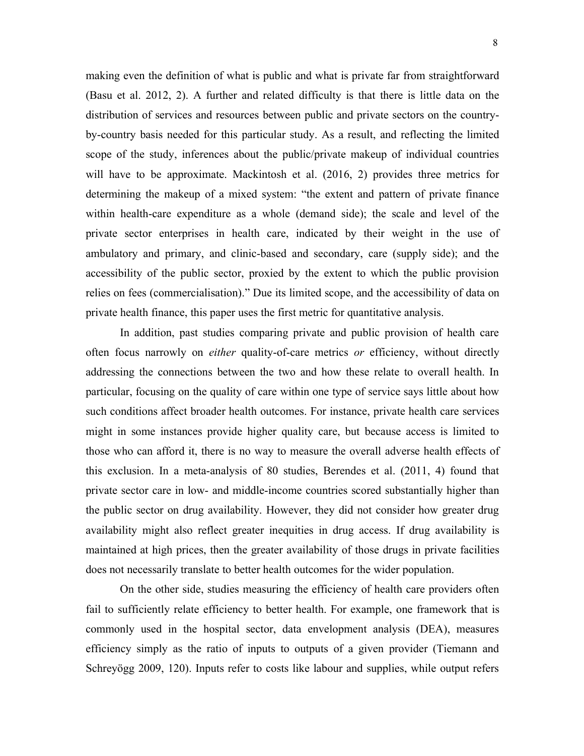making even the definition of what is public and what is private far from straightforward (Basu et al. 2012, 2). A further and related difficulty is that there is little data on the distribution of services and resources between public and private sectors on the country-by-country basis needed for this particular study. As a result, and reflecting the limited scope of the study, inferences about the public/private makeup of individual countries will have to be approximate. Mackintosh et al. (2016, 2) provides three metrics for determining the makeup of a mixed system: "the extent and pattern of private finance within health-care expenditure as a whole (demand side); the scale and level of the private sector enterprises in health care, indicated by their weight in the use of ambulatory and primary, and clinic-based and secondary, care (supply side); and the accessibility of the public sector, proxied by the extent to which the public provision relies on fees (commercialisation)." Due its limited scope, and the accessibility of data on private health finance, this paper uses the first metric for quantitative analysis.

In addition, past studies comparing private and public provision of health care often focus narrowly on *either* quality-of-care metrics *or* efficiency, without directly addressing the connections between the two and how these relate to overall health. In particular, focusing on the quality of care within one type of service says little about how such conditions affect broader health outcomes. For instance, private health care services might in some instances provide higher quality care, but because access is limited to those who can afford it, there is no way to measure the overall adverse health effects of this exclusion. In a meta-analysis of 80 studies, Berendes et al. (2011, 4) found that private sector care in low- and middle-income countries scored substantially higher than the public sector on drug availability. However, they did not consider how greater drug availability might also reflect greater inequities in drug access. If drug availability is maintained at high prices, then the greater availability of those drugs in private facilities does not necessarily translate to better health outcomes for the wider population.

On the other side, studies measuring the efficiency of health care providers often fail to sufficiently relate efficiency to better health. For example, one framework that is commonly used in the hospital sector, data envelopment analysis (DEA), measures efficiency simply as the ratio of inputs to outputs of a given provider (Tiemann and Schreyögg 2009, 120). Inputs refer to costs like labour and supplies, while output refers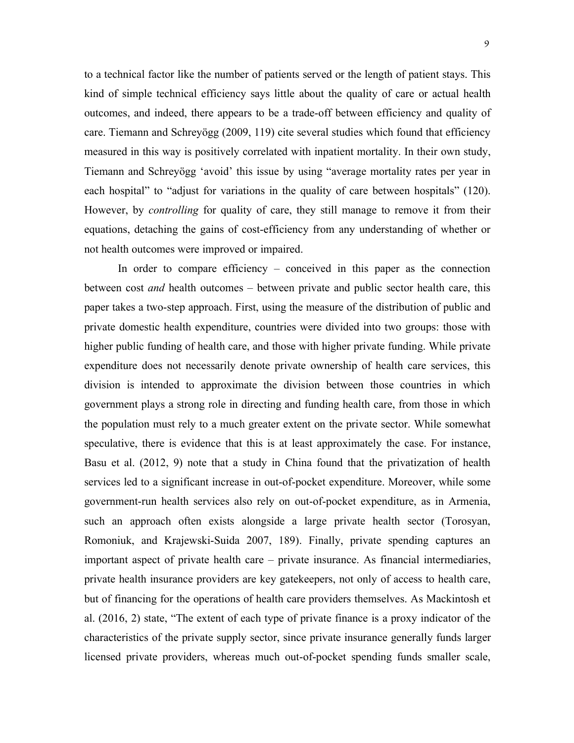to a technical factor like the number of patients served or the length of patient stays. This kind of simple technical efficiency says little about the quality of care or actual health outcomes, and indeed, there appears to be a trade-off between efficiency and quality of care. Tiemann and Schreyögg (2009, 119) cite several studies which found that efficiency measured in this way is positively correlated with inpatient mortality. In their own study, Tiemann and Schreyögg 'avoid' this issue by using "average mortality rates per year in each hospital" to "adjust for variations in the quality of care between hospitals" (120). However, by *controlling* for quality of care, they still manage to remove it from their equations, detaching the gains of cost-efficiency from any understanding of whether or not health outcomes were improved or impaired.

In order to compare efficiency – conceived in this paper as the connection between cost *and* health outcomes – between private and public sector health care, this paper takes a two-step approach. First, using the measure of the distribution of public and private domestic health expenditure, countries were divided into two groups: those with higher public funding of health care, and those with higher private funding. While private expenditure does not necessarily denote private ownership of health care services, this division is intended to approximate the division between those countries in which government plays a strong role in directing and funding health care, from those in which the population must rely to a much greater extent on the private sector. While somewhat speculative, there is evidence that this is at least approximately the case. For instance, Basu et al. (2012, 9) note that a study in China found that the privatization of health services led to a significant increase in out-of-pocket expenditure. Moreover, while some government-run health services also rely on out-of-pocket expenditure, as in Armenia, such an approach often exists alongside a large private health sector (Torosyan, Romoniuk, and Krajewski-Suida 2007, 189). Finally, private spending captures an important aspect of private health care – private insurance. As financial intermediaries, private health insurance providers are key gatekeepers, not only of access to health care, but of financing for the operations of health care providers themselves. As Mackintosh et al. (2016, 2) state, "The extent of each type of private finance is a proxy indicator of the characteristics of the private supply sector, since private insurance generally funds larger licensed private providers, whereas much out-of-pocket spending funds smaller scale,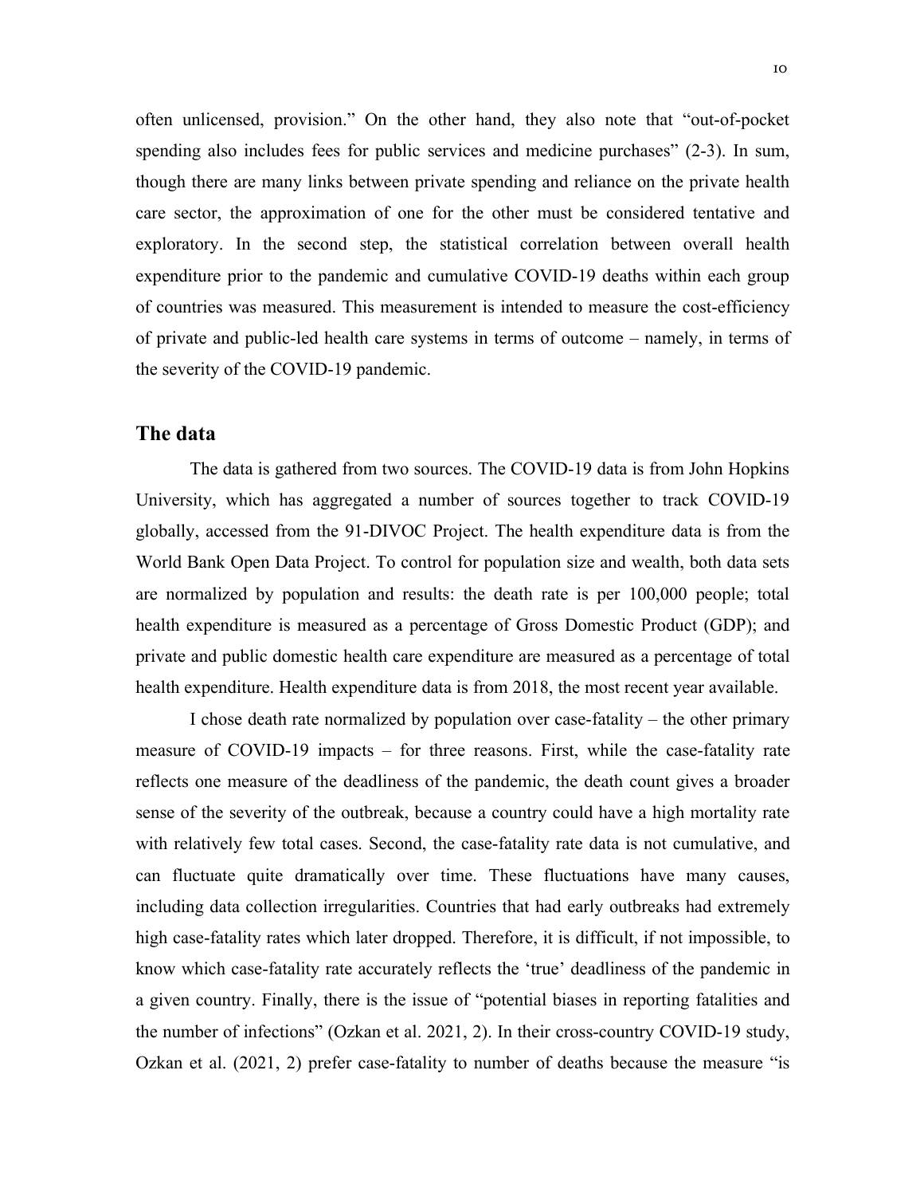often unlicensed, provision." On the other hand, they also note that "out-of-pocket spending also includes fees for public services and medicine purchases" (2-3). In sum, though there are many links between private spending and reliance on the private health care sector, the approximation of one for the other must be considered tentative and exploratory. In the second step, the statistical correlation between overall health expenditure prior to the pandemic and cumulative COVID-19 deaths within each group of countries was measured. This measurement is intended to measure the cost-efficiency of private and public-led health care systems in terms of outcome – namely, in terms of the severity of the COVID-19 pandemic.

## The data

The data is gathered from two sources. The COVID-19 data is from John Hopkins University, which has aggregated a number of sources together to track COVID-19 globally, accessed from the 91-DIVOC Project. The health expenditure data is from the World Bank Open Data Project. To control for population size and wealth, both data sets are normalized by population and results: the death rate is per 100,000 people; total health expenditure is measured as a percentage of Gross Domestic Product (GDP); and private and public domestic health care expenditure are measured as a percentage of total health expenditure. Health expenditure data is from 2018, the most recent year available.

I chose death rate normalized by population over case-fatality – the other primary measure of COVID-19 impacts – for three reasons. First, while the case-fatality rate reflects one measure of the deadliness of the pandemic, the death count gives a broader sense of the severity of the outbreak, because a country could have a high mortality rate with relatively few total cases. Second, the case-fatality rate data is not cumulative, and can fluctuate quite dramatically over time. These fluctuations have many causes, including data collection irregularities. Countries that had early outbreaks had extremely high case-fatality rates which later dropped. Therefore, it is difficult, if not impossible, to know which case-fatality rate accurately reflects the 'true' deadliness of the pandemic in a given country. Finally, there is the issue of "potential biases in reporting fatalities and the number of infections" (Ozkan et al. 2021, 2). In their cross-country COVID-19 study, Ozkan et al. (2021, 2) prefer case-fatality to number of deaths because the measure "is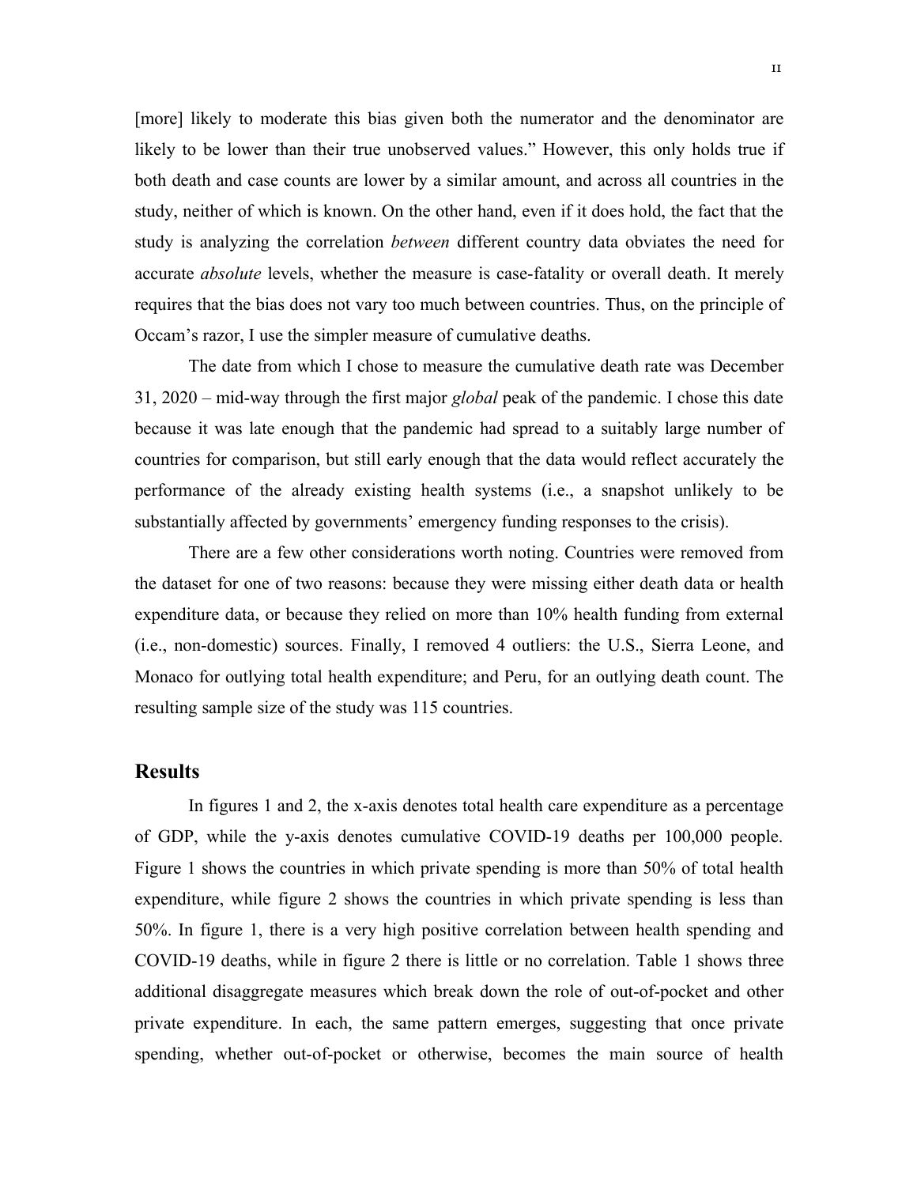[more] likely to moderate this bias given both the numerator and the denominator are likely to be lower than their true unobserved values." However, this only holds true if both death and case counts are lower by a similar amount, and across all countries in the study, neither of which is known. On the other hand, even if it does hold, the fact that the study is analyzing the correlation *between* different country data obviates the need for accurate *absolute* levels, whether the measure is case-fatality or overall death. It merely requires that the bias does not vary too much between countries. Thus, on the principle of Occam's razor, I use the simpler measure of cumulative deaths.

The date from which I chose to measure the cumulative death rate was December 31, 2020 – mid-way through the first major *global* peak of the pandemic. I chose this date because it was late enough that the pandemic had spread to a suitably large number of countries for comparison, but still early enough that the data would reflect accurately the performance of the already existing health systems (i.e., a snapshot unlikely to be substantially affected by governments' emergency funding responses to the crisis).

There are a few other considerations worth noting. Countries were removed from the dataset for one of two reasons: because they were missing either death data or health expenditure data, or because they relied on more than 10% health funding from external (i.e., non-domestic) sources. Finally, I removed 4 outliers: the U.S., Sierra Leone, and Monaco for outlying total health expenditure; and Peru, for an outlying death count. The resulting sample size of the study was 115 countries.

## Results

In figures 1 and 2, the x-axis denotes total health care expenditure as a percentage of GDP, while the y-axis denotes cumulative COVID-19 deaths per 100,000 people. Figure 1 shows the countries in which private spending is more than 50% of total health expenditure, while figure 2 shows the countries in which private spending is less than 50%. In figure 1, there is a very high positive correlation between health spending and COVID-19 deaths, while in figure 2 there is little or no correlation. Table 1 shows three additional disaggregate measures which break down the role of out-of-pocket and other private expenditure. In each, the same pattern emerges, suggesting that once private spending, whether out-of-pocket or otherwise, becomes the main source of health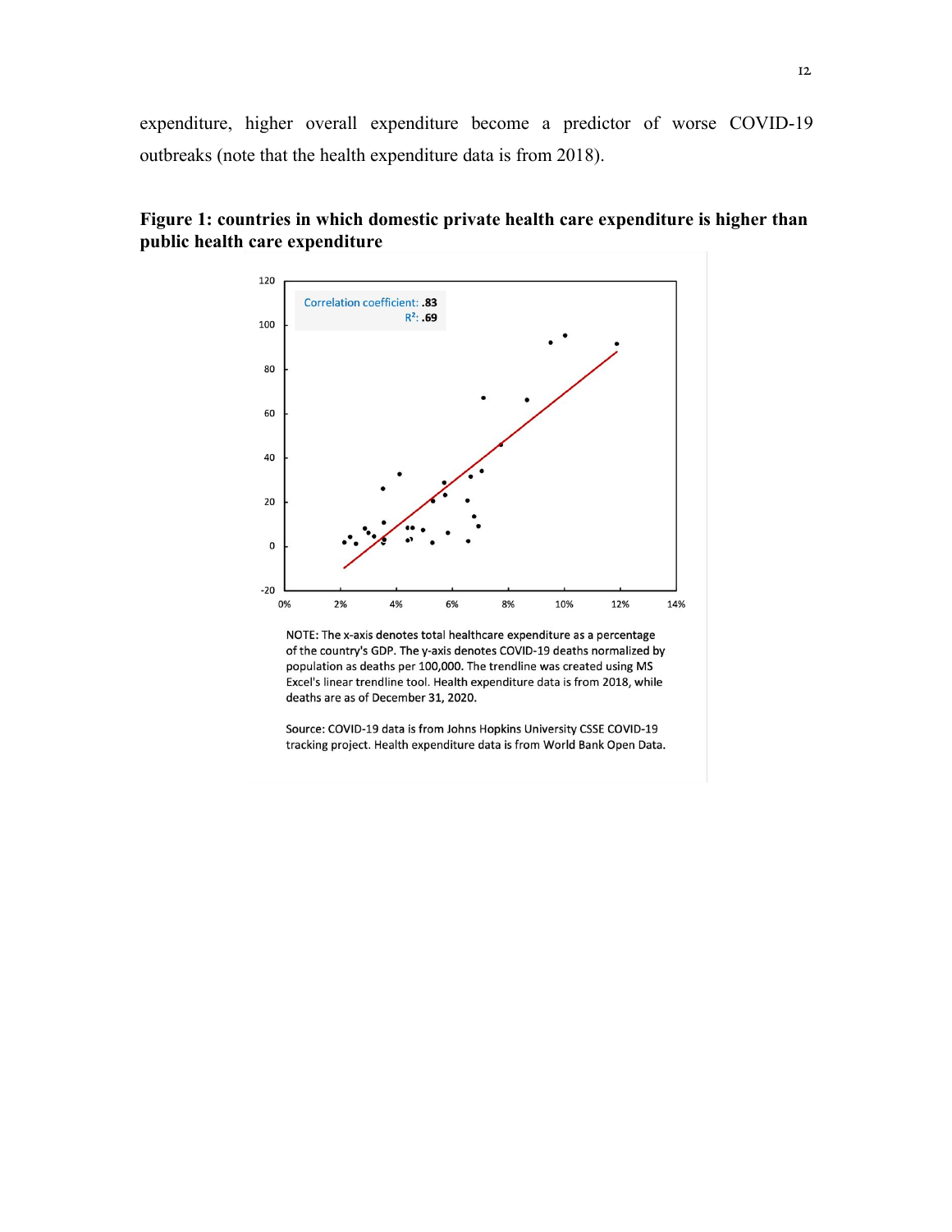expenditure, higher overall expenditure become a predictor of worse COVID-19 outbreaks (note that the health expenditure data is from 2018).

**Figure 1: countries in which domestic private health care expenditure is higher than public health care expenditure**

Correlation coefficient: **.83**
$R^2$: **.69**

NOTE: The x-axis denotes total healthcare expenditure as a percentage of the country's GDP. The y-axis denotes COVID-19 deaths normalized by population as deaths per 100,000. The trendline was created using MS Excel's linear trendline tool. Health expenditure data is from 2018, while deaths are as of December 31, 2020.

Source: COVID-19 data is from Johns Hopkins University CSSE COVID-19 tracking project. Health expenditure data is from World Bank Open Data.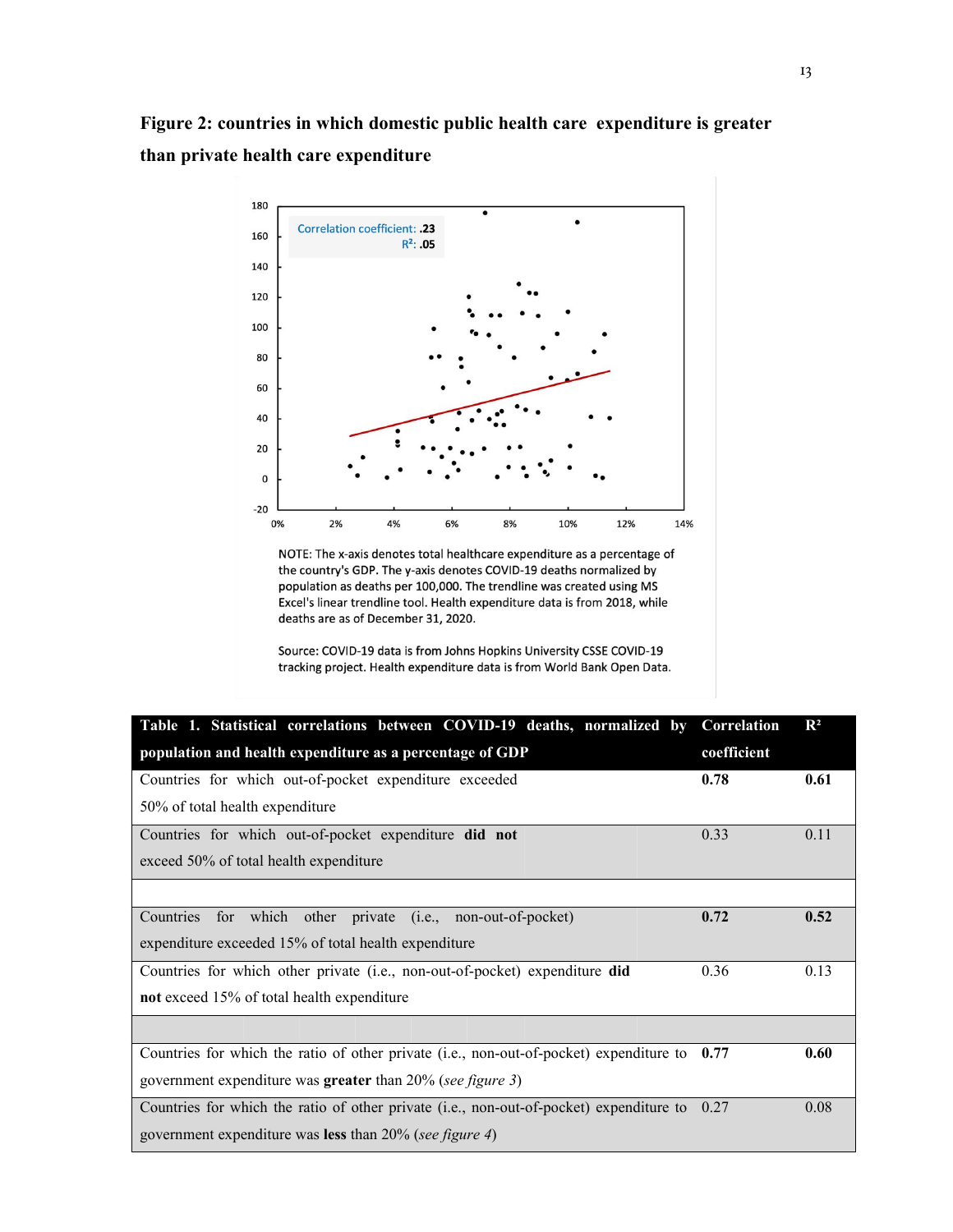**Figure 2: countries in which domestic public health care expenditure is greater than private health care expenditure**

Correlation coefficient: .23
$R^2$: .05

NOTE: The x-axis denotes total healthcare expenditure as a percentage of the country's GDP. The y-axis denotes COVID-19 deaths normalized by population as deaths per 100,000. The trendline was created using MS Excel's linear trendline tool. Health expenditure data is from 2018, while deaths are as of December 31, 2020.

Source: COVID-19 data is from Johns Hopkins University CSSE COVID-19 tracking project. Health expenditure data is from World Bank Open Data.

| Table 1. Statistical correlations between COVID-19 deaths, normalized by population and health expenditure as a percentage of GDP | Correlation coefficient | $R^2$ |
|---|---|---|
| Countries for which out-of-pocket expenditure exceeded 50% of total health expenditure | **0.78** | **0.61** |
| Countries for which out-of-pocket expenditure **did not** exceed 50% of total health expenditure | 0.33 | 0.11 |
| | | |
| Countries for which other private (i.e., non-out-of-pocket) expenditure exceeded 15% of total health expenditure | **0.72** | **0.52** |
| Countries for which other private (i.e., non-out-of-pocket) expenditure **did not** exceed 15% of total health expenditure | 0.36 | 0.13 |
| | | |
| Countries for which the ratio of other private (i.e., non-out-of-pocket) expenditure to government expenditure was **greater** than 20% (*see figure 3*) | **0.77** | **0.60** |
| Countries for which the ratio of other private (i.e., non-out-of-pocket) expenditure to government expenditure was **less** than 20% (*see figure 4*) | 0.27 | 0.08 |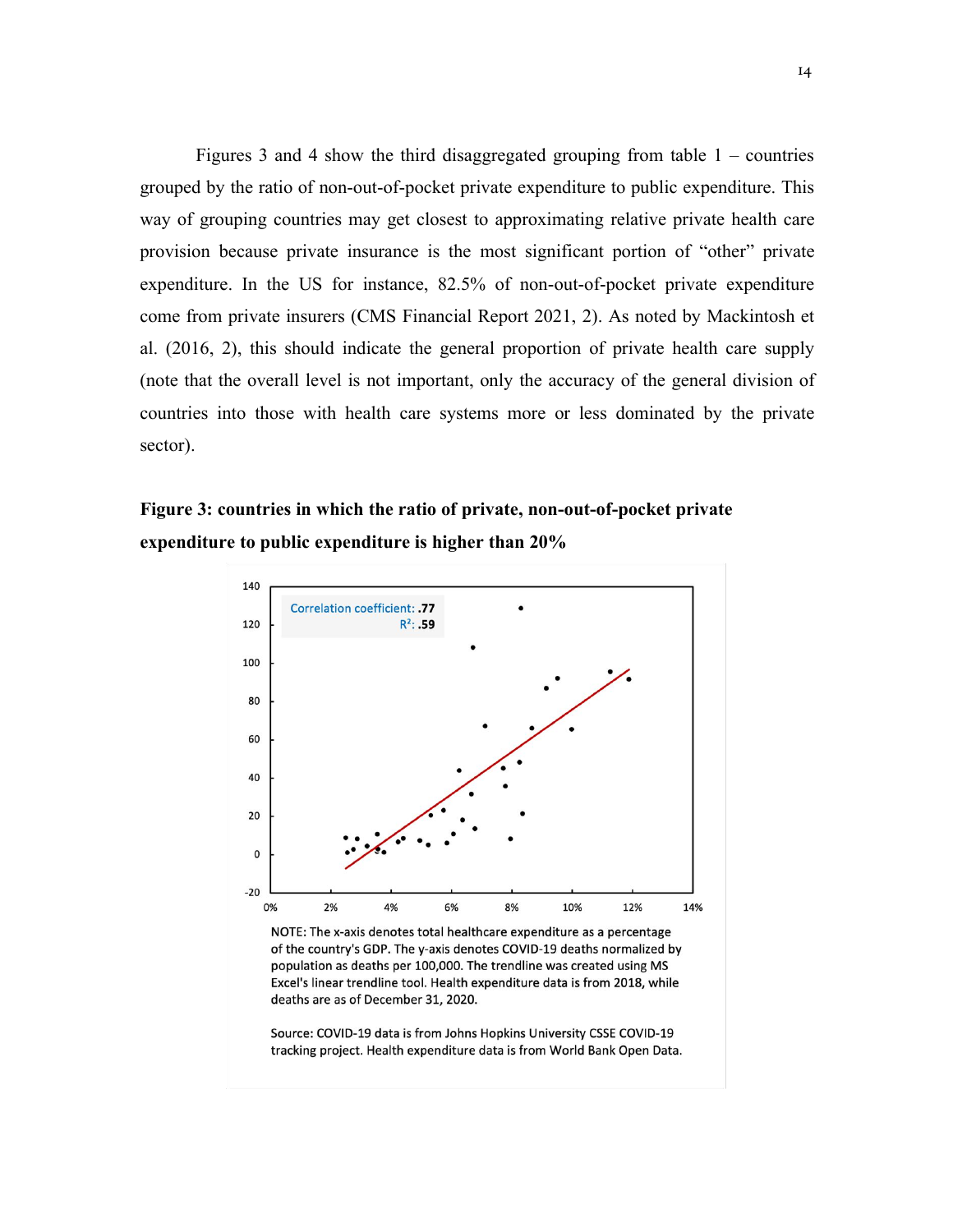Figures 3 and 4 show the third disaggregated grouping from table 1 – countries grouped by the ratio of non-out-of-pocket private expenditure to public expenditure. This way of grouping countries may get closest to approximating relative private health care provision because private insurance is the most significant portion of "other" private expenditure. In the US for instance, 82.5% of non-out-of-pocket private expenditure come from private insurers (CMS Financial Report 2021, 2). As noted by Mackintosh et al. (2016, 2), this should indicate the general proportion of private health care supply (note that the overall level is not important, only the accuracy of the general division of countries into those with health care systems more or less dominated by the private sector).

**Figure 3: countries in which the ratio of private, non-out-of-pocket private expenditure to public expenditure is higher than 20%**

Correlation coefficient: **.77**
$R^2$: **.59**

NOTE: The x-axis denotes total healthcare expenditure as a percentage of the country's GDP. The y-axis denotes COVID-19 deaths normalized by population as deaths per 100,000. The trendline was created using MS Excel's linear trendline tool. Health expenditure data is from 2018, while deaths are as of December 31, 2020.

Source: COVID-19 data is from Johns Hopkins University CSSE COVID-19 tracking project. Health expenditure data is from World Bank Open Data.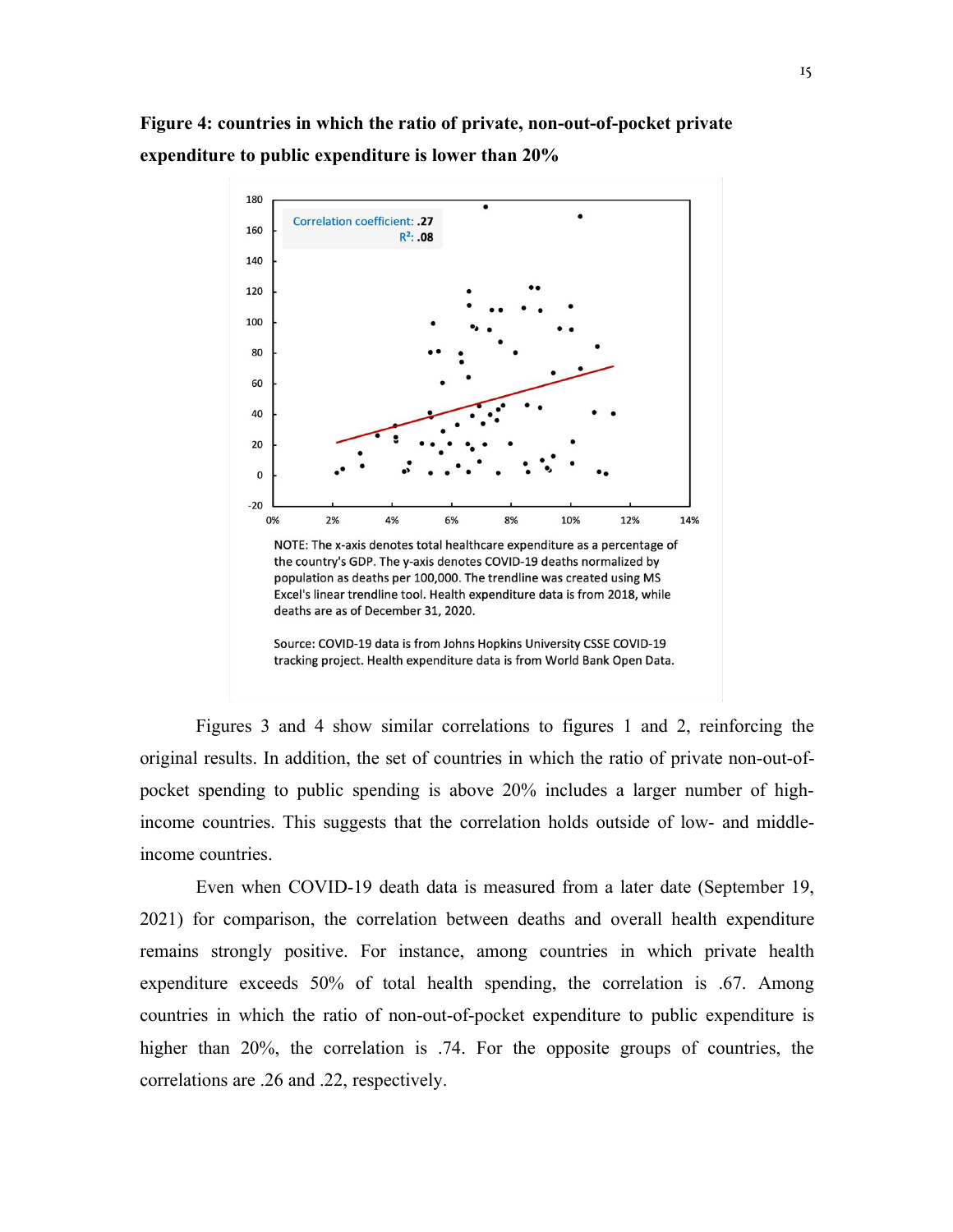**Figure 4: countries in which the ratio of private, non-out-of-pocket private expenditure to public expenditure is lower than 20%**

Correlation coefficient: **.27**
$R^2$: **.08**

NOTE: The x-axis denotes total healthcare expenditure as a percentage of the country's GDP. The y-axis denotes COVID-19 deaths normalized by population as deaths per 100,000. The trendline was created using MS Excel's linear trendline tool. Health expenditure data is from 2018, while deaths are as of December 31, 2020.

Source: COVID-19 data is from Johns Hopkins University CSSE COVID-19 tracking project. Health expenditure data is from World Bank Open Data.

Figures 3 and 4 show similar correlations to figures 1 and 2, reinforcing the original results. In addition, the set of countries in which the ratio of private non-out-of-pocket spending to public spending is above 20% includes a larger number of high-income countries. This suggests that the correlation holds outside of low- and middle-income countries.

Even when COVID-19 death data is measured from a later date (September 19, 2021) for comparison, the correlation between deaths and overall health expenditure remains strongly positive. For instance, among countries in which private health expenditure exceeds 50% of total health spending, the correlation is .67. Among countries in which the ratio of non-out-of-pocket expenditure to public expenditure is higher than 20%, the correlation is .74. For the opposite groups of countries, the correlations are .26 and .22, respectively.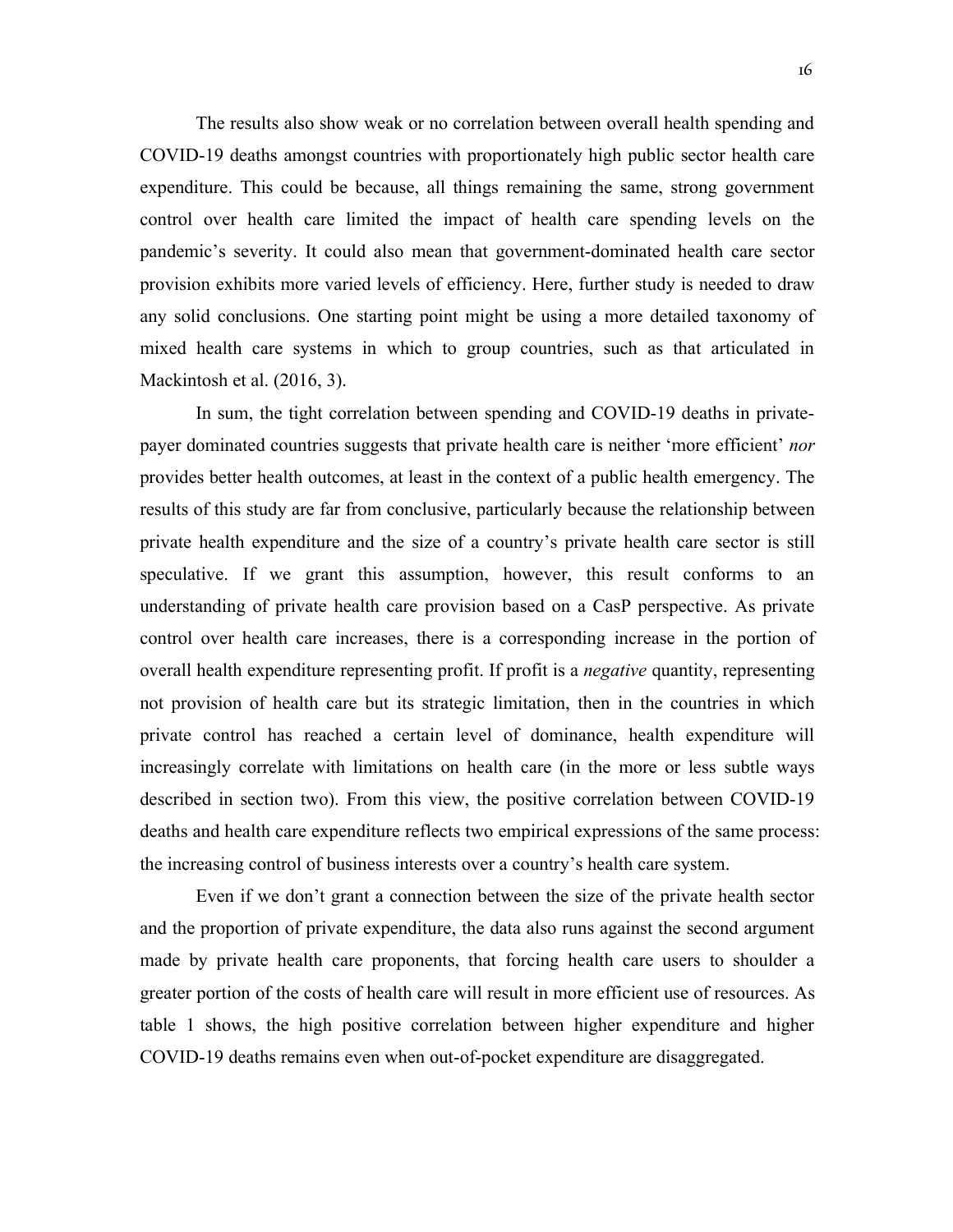The results also show weak or no correlation between overall health spending and COVID-19 deaths amongst countries with proportionately high public sector health care expenditure. This could be because, all things remaining the same, strong government control over health care limited the impact of health care spending levels on the pandemic's severity. It could also mean that government-dominated health care sector provision exhibits more varied levels of efficiency. Here, further study is needed to draw any solid conclusions. One starting point might be using a more detailed taxonomy of mixed health care systems in which to group countries, such as that articulated in Mackintosh et al. (2016, 3).

In sum, the tight correlation between spending and COVID-19 deaths in private-payer dominated countries suggests that private health care is neither 'more efficient' *nor* provides better health outcomes, at least in the context of a public health emergency. The results of this study are far from conclusive, particularly because the relationship between private health expenditure and the size of a country's private health care sector is still speculative. If we grant this assumption, however, this result conforms to an understanding of private health care provision based on a CasP perspective. As private control over health care increases, there is a corresponding increase in the portion of overall health expenditure representing profit. If profit is a *negative* quantity, representing not provision of health care but its strategic limitation, then in the countries in which private control has reached a certain level of dominance, health expenditure will increasingly correlate with limitations on health care (in the more or less subtle ways described in section two). From this view, the positive correlation between COVID-19 deaths and health care expenditure reflects two empirical expressions of the same process: the increasing control of business interests over a country's health care system.

Even if we don't grant a connection between the size of the private health sector and the proportion of private expenditure, the data also runs against the second argument made by private health care proponents, that forcing health care users to shoulder a greater portion of the costs of health care will result in more efficient use of resources. As table 1 shows, the high positive correlation between higher expenditure and higher COVID-19 deaths remains even when out-of-pocket expenditure are disaggregated.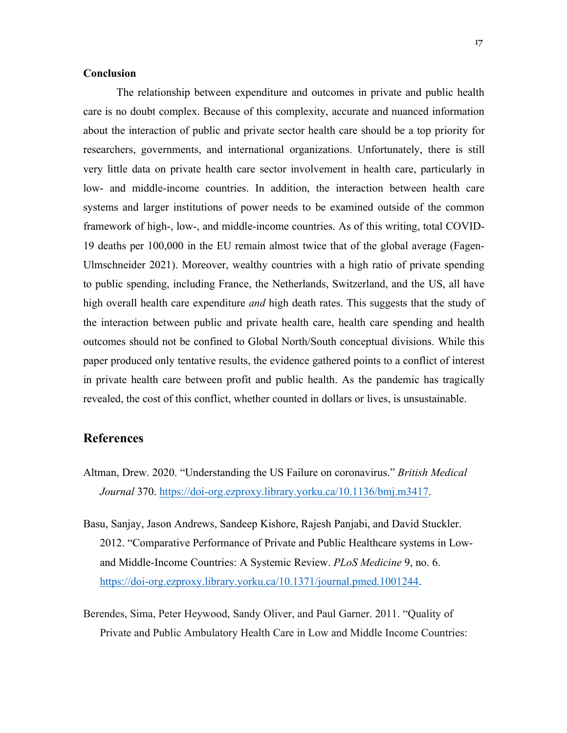**Conclusion**

The relationship between expenditure and outcomes in private and public health care is no doubt complex. Because of this complexity, accurate and nuanced information about the interaction of public and private sector health care should be a top priority for researchers, governments, and international organizations. Unfortunately, there is still very little data on private health care sector involvement in health care, particularly in low- and middle-income countries. In addition, the interaction between health care systems and larger institutions of power needs to be examined outside of the common framework of high-, low-, and middle-income countries. As of this writing, total COVID-19 deaths per 100,000 in the EU remain almost twice that of the global average (Fagen-Ulmschneider 2021). Moreover, wealthy countries with a high ratio of private spending to public spending, including France, the Netherlands, Switzerland, and the US, all have high overall health care expenditure *and* high death rates. This suggests that the study of the interaction between public and private health care, health care spending and health outcomes should not be confined to Global North/South conceptual divisions. While this paper produced only tentative results, the evidence gathered points to a conflict of interest in private health care between profit and public health. As the pandemic has tragically revealed, the cost of this conflict, whether counted in dollars or lives, is unsustainable.

## References

Altman, Drew. 2020. "Understanding the US Failure on coronavirus." *British Medical Journal* 370. https://doi-org.ezproxy.library.yorku.ca/10.1136/bmj.m3417.

Basu, Sanjay, Jason Andrews, Sandeep Kishore, Rajesh Panjabi, and David Stuckler. 2012. "Comparative Performance of Private and Public Healthcare systems in Low- and Middle-Income Countries: A Systemic Review. *PLoS Medicine* 9, no. 6. https://doi-org.ezproxy.library.yorku.ca/10.1371/journal.pmed.1001244.

Berendes, Sima, Peter Heywood, Sandy Oliver, and Paul Garner. 2011. "Quality of Private and Public Ambulatory Health Care in Low and Middle Income Countries: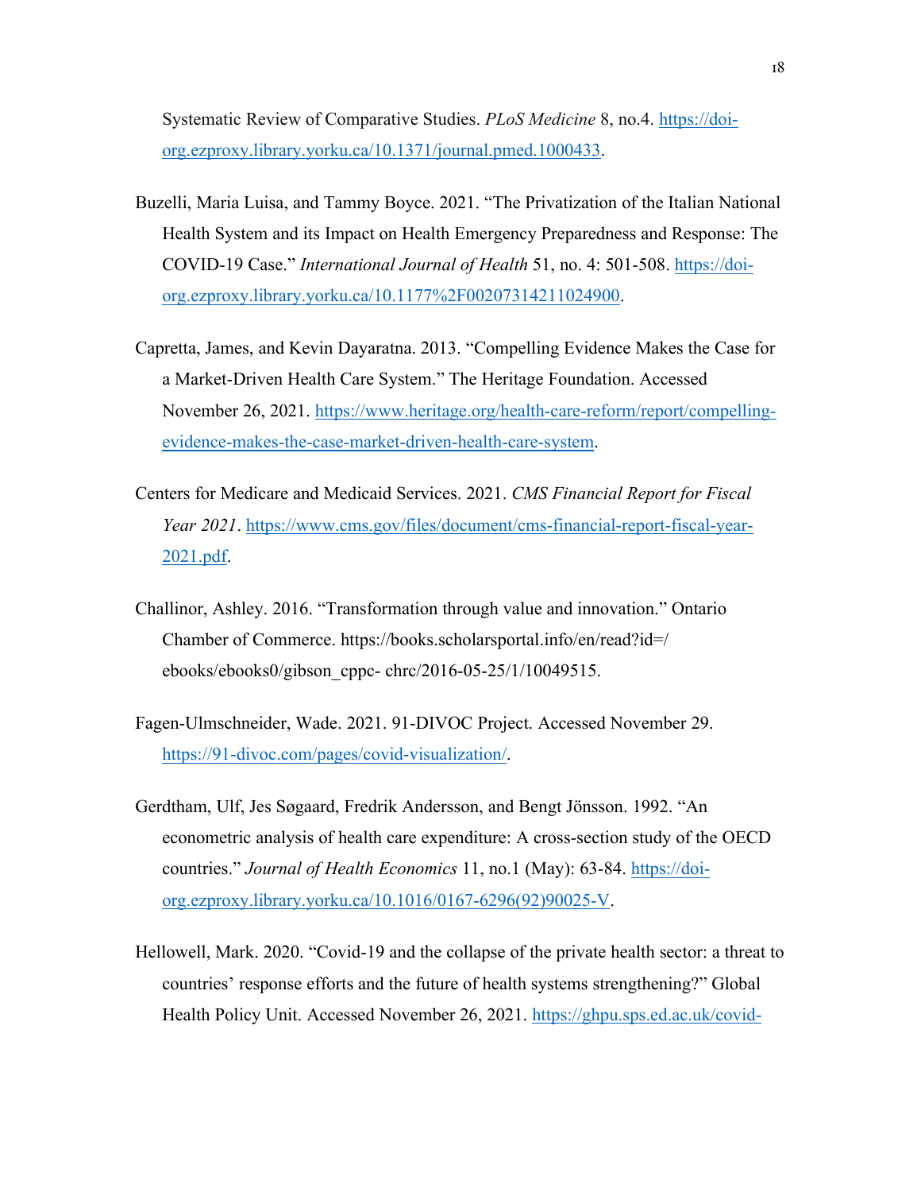Systematic Review of Comparative Studies. *PLoS Medicine* 8, no.4. https://doi-org.ezproxy.library.yorku.ca/10.1371/journal.pmed.1000433.

Buzelli, Maria Luisa, and Tammy Boyce. 2021. "The Privatization of the Italian National Health System and its Impact on Health Emergency Preparedness and Response: The COVID-19 Case." *International Journal of Health* 51, no. 4: 501-508. https://doi-org.ezproxy.library.yorku.ca/10.1177%2F00207314211024900.

Capretta, James, and Kevin Dayaratna. 2013. "Compelling Evidence Makes the Case for a Market-Driven Health Care System." The Heritage Foundation. Accessed November 26, 2021. https://www.heritage.org/health-care-reform/report/compelling-evidence-makes-the-case-market-driven-health-care-system.

Centers for Medicare and Medicaid Services. 2021. *CMS Financial Report for Fiscal Year 2021*. https://www.cms.gov/files/document/cms-financial-report-fiscal-year-2021.pdf.

Challinor, Ashley. 2016. "Transformation through value and innovation." Ontario Chamber of Commerce. https://books.scholarsportal.info/en/read?id=/ebooks/ebooks0/gibson_cppc- chrc/2016-05-25/1/10049515.

Fagen-Ulmschneider, Wade. 2021. 91-DIVOC Project. Accessed November 29. https://91-divoc.com/pages/covid-visualization/.

Gerdtham, Ulf, Jes Søgaard, Fredrik Andersson, and Bengt Jönsson. 1992. "An econometric analysis of health care expenditure: A cross-section study of the OECD countries." *Journal of Health Economics* 11, no.1 (May): 63-84. https://doi-org.ezproxy.library.yorku.ca/10.1016/0167-6296(92)90025-V.

Hellowell, Mark. 2020. "Covid-19 and the collapse of the private health sector: a threat to countries' response efforts and the future of health systems strengthening?" Global Health Policy Unit. Accessed November 26, 2021. https://ghpu.sps.ed.ac.uk/covid-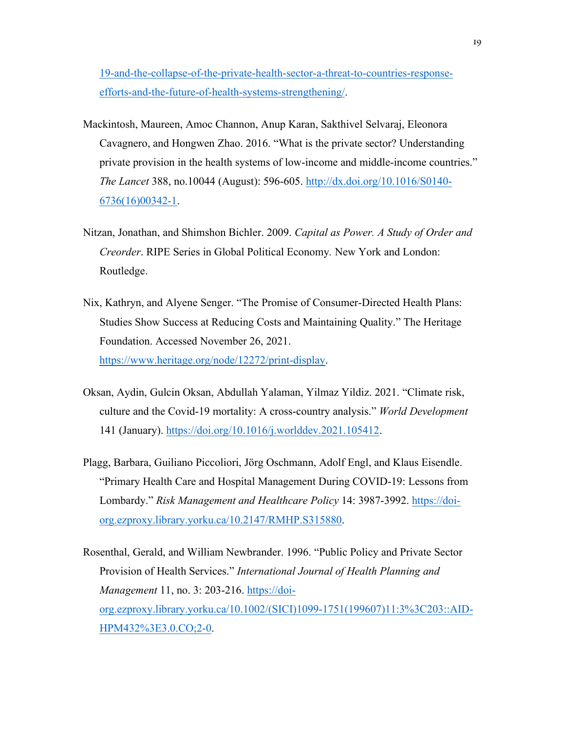19-and-the-collapse-of-the-private-health-sector-a-threat-to-countries-response-efforts-and-the-future-of-health-systems-strengthening/.

Mackintosh, Maureen, Amoc Channon, Anup Karan, Sakthivel Selvaraj, Eleonora Cavagnero, and Hongwen Zhao. 2016. "What is the private sector? Understanding private provision in the health systems of low-income and middle-income countries." *The Lancet* 388, no.10044 (August): 596-605. http://dx.doi.org/10.1016/S0140-6736(16)00342-1.

Nitzan, Jonathan, and Shimshon Bichler. 2009. *Capital as Power. A Study of Order and Creorder*. RIPE Series in Global Political Economy. New York and London: Routledge.

Nix, Kathryn, and Alyene Senger. "The Promise of Consumer-Directed Health Plans: Studies Show Success at Reducing Costs and Maintaining Quality." The Heritage Foundation. Accessed November 26, 2021. https://www.heritage.org/node/12272/print-display.

Oksan, Aydin, Gulcin Oksan, Abdullah Yalaman, Yilmaz Yildiz. 2021. "Climate risk, culture and the Covid-19 mortality: A cross-country analysis." *World Development* 141 (January). https://doi.org/10.1016/j.worlddev.2021.105412.

Plagg, Barbara, Guiliano Piccoliori, Jörg Oschmann, Adolf Engl, and Klaus Eisendle. "Primary Health Care and Hospital Management During COVID-19: Lessons from Lombardy." *Risk Management and Healthcare Policy* 14: 3987-3992. https://doi-org.ezproxy.library.yorku.ca/10.2147/RMHP.S315880.

Rosenthal, Gerald, and William Newbrander. 1996. "Public Policy and Private Sector Provision of Health Services." *International Journal of Health Planning and Management* 11, no. 3: 203-216. https://doi-org.ezproxy.library.yorku.ca/10.1002/(SICI)1099-1751(199607)11:3%3C203::AID-HPM432%3E3.0.CO;2-0.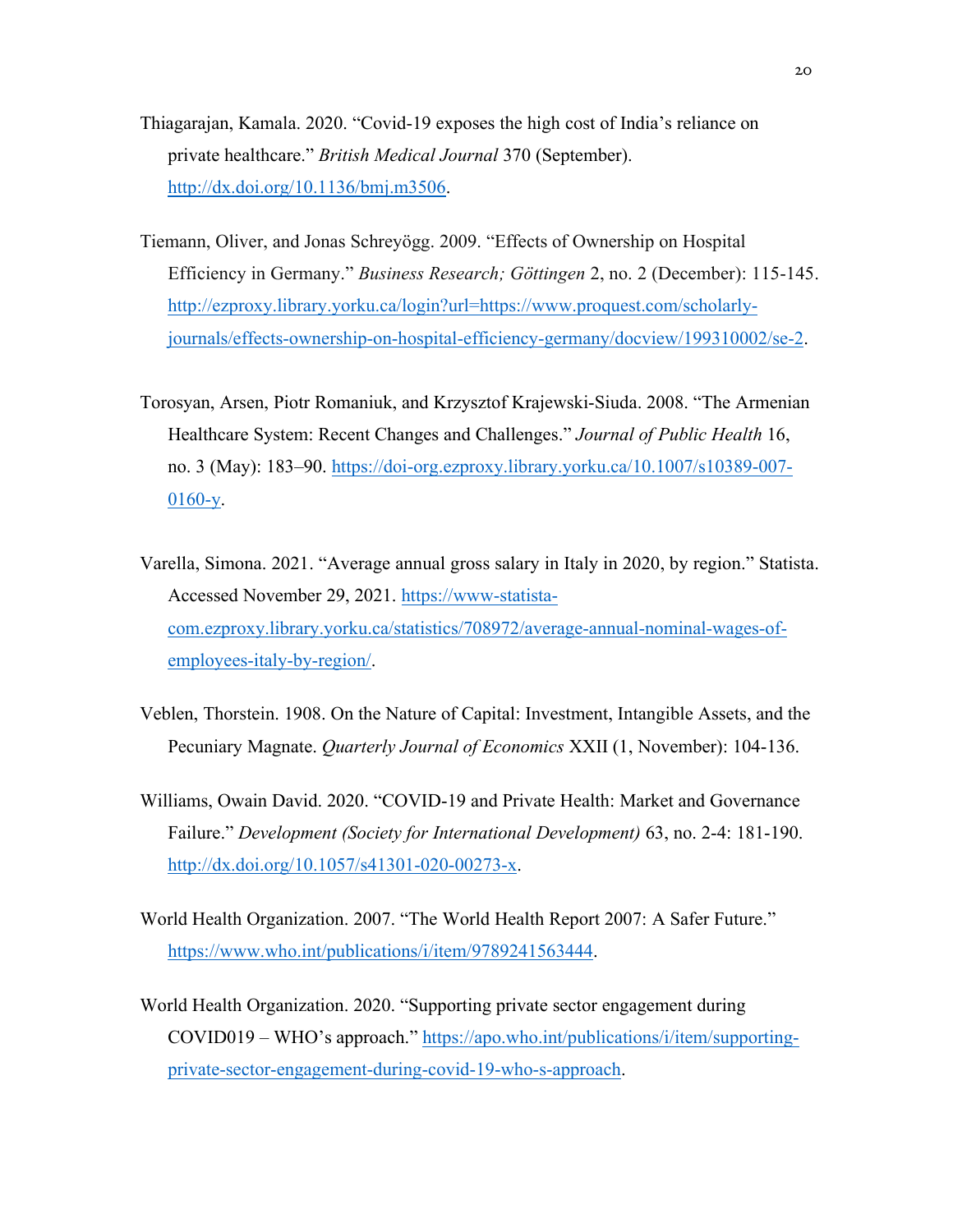Thiagarajan, Kamala. 2020. "Covid-19 exposes the high cost of India's reliance on private healthcare." *British Medical Journal* 370 (September). http://dx.doi.org/10.1136/bmj.m3506.

Tiemann, Oliver, and Jonas Schreyögg. 2009. "Effects of Ownership on Hospital Efficiency in Germany." *Business Research; Göttingen* 2, no. 2 (December): 115-145. http://ezproxy.library.yorku.ca/login?url=https://www.proquest.com/scholarly-journals/effects-ownership-on-hospital-efficiency-germany/docview/199310002/se-2.

Torosyan, Arsen, Piotr Romaniuk, and Krzysztof Krajewski-Siuda. 2008. "The Armenian Healthcare System: Recent Changes and Challenges." *Journal of Public Health* 16, no. 3 (May): 183–90. https://doi-org.ezproxy.library.yorku.ca/10.1007/s10389-007-0160-y.

Varella, Simona. 2021. "Average annual gross salary in Italy in 2020, by region." Statista. Accessed November 29, 2021. https://www-statista-com.ezproxy.library.yorku.ca/statistics/708972/average-annual-nominal-wages-of-employees-italy-by-region/.

Veblen, Thorstein. 1908. On the Nature of Capital: Investment, Intangible Assets, and the Pecuniary Magnate. *Quarterly Journal of Economics* XXII (1, November): 104-136.

Williams, Owain David. 2020. "COVID-19 and Private Health: Market and Governance Failure." *Development (Society for International Development)* 63, no. 2-4: 181-190. http://dx.doi.org/10.1057/s41301-020-00273-x.

World Health Organization. 2007. "The World Health Report 2007: A Safer Future." https://www.who.int/publications/i/item/9789241563444.

World Health Organization. 2020. "Supporting private sector engagement during COVID019 – WHO's approach." https://apo.who.int/publications/i/item/supporting-private-sector-engagement-during-covid-19-who-s-approach.